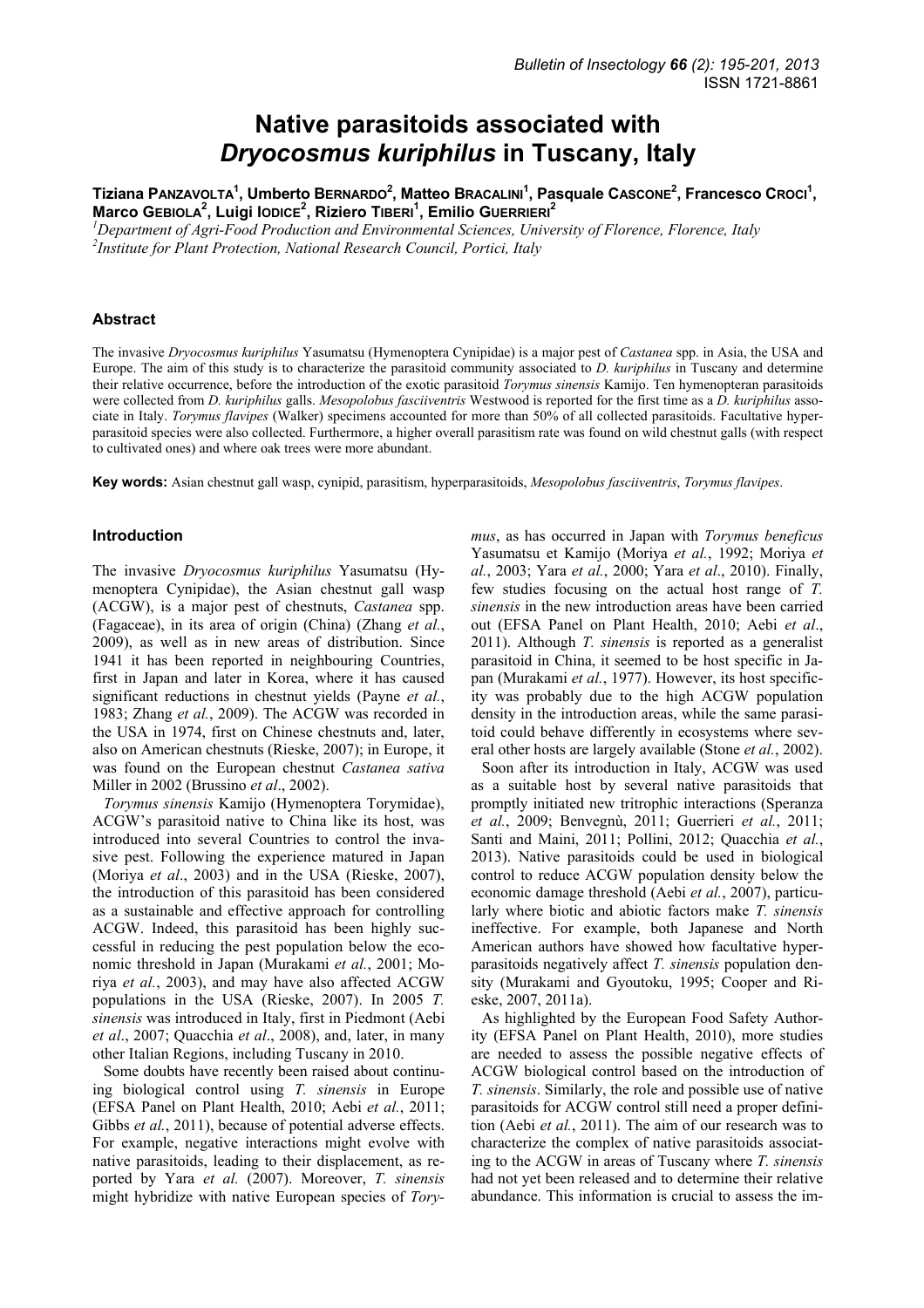# Native parasitoids associated with *Dryocosmus kuriphilus* in Tuscany, Italy

Tiziana Panzavolta[1], Umberto Bernardo[2], Matteo Bracalini[1], Pasquale Cascone[2], Francesco Croci[1], Marco Gebiola[2], Luigi Iodice[2], Riziero Tiberi[1], Emilio Guerrieri[2]

[1]*Department of Agri-Food Production and Environmental Sciences, University of Florence, Florence, Italy*
[2]*Institute for Plant Protection, National Research Council, Portici, Italy*

## Abstract

The invasive *Dryocosmus kuriphilus* Yasumatsu (Hymenoptera Cynipidae) is a major pest of *Castanea* spp. in Asia, the USA and Europe. The aim of this study is to characterize the parasitoid community associated to *D. kuriphilus* in Tuscany and determine their relative occurrence, before the introduction of the exotic parasitoid *Torymus sinensis* Kamijo. Ten hymenopteran parasitoids were collected from *D. kuriphilus* galls. *Mesopolobus fasciiventris* Westwood is reported for the first time as a *D. kuriphilus* associate in Italy. *Torymus flavipes* (Walker) specimens accounted for more than 50% of all collected parasitoids. Facultative hyperparasitoid species were also collected. Furthermore, a higher overall parasitism rate was found on wild chestnut galls (with respect to cultivated ones) and where oak trees were more abundant.

**Key words:** Asian chestnut gall wasp, cynipid, parasitism, hyperparasitoids, *Mesopolobus fasciiventris*, *Torymus flavipes*.

## Introduction

The invasive *Dryocosmus kuriphilus* Yasumatsu (Hymenoptera Cynipidae), the Asian chestnut gall wasp (ACGW), is a major pest of chestnuts, *Castanea* spp. (Fagaceae), in its area of origin (China) (Zhang *et al.*, 2009), as well as in new areas of distribution. Since 1941 it has been reported in neighbouring Countries, first in Japan and later in Korea, where it has caused significant reductions in chestnut yields (Payne *et al.*, 1983; Zhang *et al.*, 2009). The ACGW was recorded in the USA in 1974, first on Chinese chestnuts and, later, also on American chestnuts (Rieske, 2007); in Europe, it was found on the European chestnut *Castanea sativa* Miller in 2002 (Brussino *et al*., 2002).

*Torymus sinensis* Kamijo (Hymenoptera Torymidae), ACGW's parasitoid native to China like its host, was introduced into several Countries to control the invasive pest. Following the experience matured in Japan (Moriya *et al*., 2003) and in the USA (Rieske, 2007), the introduction of this parasitoid has been considered as a sustainable and effective approach for controlling ACGW. Indeed, this parasitoid has been highly successful in reducing the pest population below the economic threshold in Japan (Murakami *et al.*, 2001; Moriya *et al.*, 2003), and may have also affected ACGW populations in the USA (Rieske, 2007). In 2005 *T. sinensis* was introduced in Italy, first in Piedmont (Aebi *et al*., 2007; Quacchia *et al*., 2008), and, later, in many other Italian Regions, including Tuscany in 2010.

Some doubts have recently been raised about continuing biological control using *T. sinensis* in Europe (EFSA Panel on Plant Health, 2010; Aebi *et al.*, 2011; Gibbs *et al.*, 2011), because of potential adverse effects. For example, negative interactions might evolve with native parasitoids, leading to their displacement, as reported by Yara *et al.* (2007). Moreover, *T. sinensis* might hybridize with native European species of *Torymus*, as has occurred in Japan with *Torymus beneficus* Yasumatsu et Kamijo (Moriya *et al.*, 1992; Moriya *et al.*, 2003; Yara *et al.*, 2000; Yara *et al*., 2010). Finally, few studies focusing on the actual host range of *T. sinensis* in the new introduction areas have been carried out (EFSA Panel on Plant Health, 2010; Aebi *et al*., 2011). Although *T. sinensis* is reported as a generalist parasitoid in China, it seemed to be host specific in Japan (Murakami *et al.*, 1977). However, its host specificity was probably due to the high ACGW population density in the introduction areas, while the same parasitoid could behave differently in ecosystems where several other hosts are largely available (Stone *et al.*, 2002).

Soon after its introduction in Italy, ACGW was used as a suitable host by several native parasitoids that promptly initiated new tritrophic interactions (Speranza *et al.*, 2009; Benvegnù, 2011; Guerrieri *et al.*, 2011; Santi and Maini, 2011; Pollini, 2012; Quacchia *et al.*, 2013). Native parasitoids could be used in biological control to reduce ACGW population density below the economic damage threshold (Aebi *et al.*, 2007), particularly where biotic and abiotic factors make *T. sinensis* ineffective. For example, both Japanese and North American authors have showed how facultative hyperparasitoids negatively affect *T. sinensis* population density (Murakami and Gyoutoku, 1995; Cooper and Rieske, 2007, 2011a).

As highlighted by the European Food Safety Authority (EFSA Panel on Plant Health, 2010), more studies are needed to assess the possible negative effects of ACGW biological control based on the introduction of *T. sinensis*. Similarly, the role and possible use of native parasitoids for ACGW control still need a proper definition (Aebi *et al.*, 2011). The aim of our research was to characterize the complex of native parasitoids associating to the ACGW in areas of Tuscany where *T. sinensis* had not yet been released and to determine their relative abundance. This information is crucial to assess the im-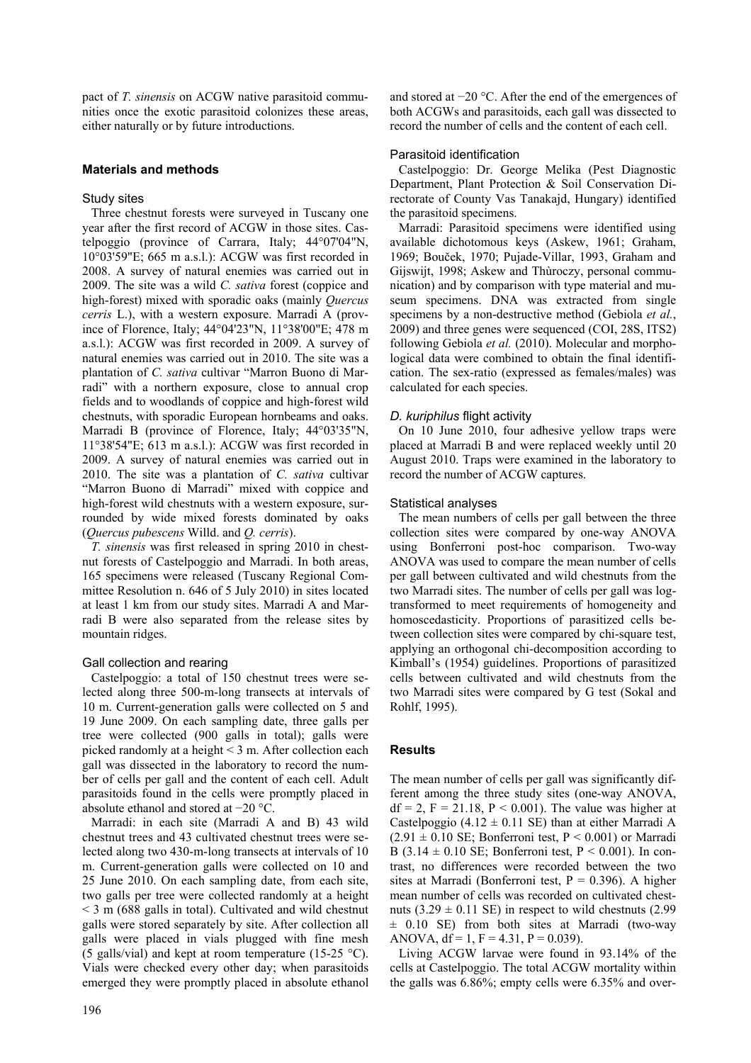pact of *T. sinensis* on ACGW native parasitoid communities once the exotic parasitoid colonizes these areas, either naturally or by future introductions.

## Materials and methods

### Study sites

Three chestnut forests were surveyed in Tuscany one year after the first record of ACGW in those sites. Castelpoggio (province of Carrara, Italy; 44°07'04"N, 10°03'59"E; 665 m a.s.l.): ACGW was first recorded in 2008. A survey of natural enemies was carried out in 2009. The site was a wild *C. sativa* forest (coppice and high-forest) mixed with sporadic oaks (mainly *Quercus cerris* L.), with a western exposure. Marradi A (province of Florence, Italy; 44°04'23"N, 11°38'00"E; 478 m a.s.l.): ACGW was first recorded in 2009. A survey of natural enemies was carried out in 2010. The site was a plantation of *C. sativa* cultivar "Marron Buono di Marradi" with a northern exposure, close to annual crop fields and to woodlands of coppice and high-forest wild chestnuts, with sporadic European hornbeams and oaks. Marradi B (province of Florence, Italy; 44°03'35"N, 11°38'54"E; 613 m a.s.l.): ACGW was first recorded in 2009. A survey of natural enemies was carried out in 2010. The site was a plantation of *C. sativa* cultivar "Marron Buono di Marradi" mixed with coppice and high-forest wild chestnuts with a western exposure, surrounded by wide mixed forests dominated by oaks (*Quercus pubescens* Willd. and *Q. cerris*).

*T. sinensis* was first released in spring 2010 in chestnut forests of Castelpoggio and Marradi. In both areas, 165 specimens were released (Tuscany Regional Committee Resolution n. 646 of 5 July 2010) in sites located at least 1 km from our study sites. Marradi A and Marradi B were also separated from the release sites by mountain ridges.

### Gall collection and rearing

Castelpoggio: a total of 150 chestnut trees were selected along three 500-m-long transects at intervals of 10 m. Current-generation galls were collected on 5 and 19 June 2009. On each sampling date, three galls per tree were collected (900 galls in total); galls were picked randomly at a height < 3 m. After collection each gall was dissected in the laboratory to record the number of cells per gall and the content of each cell. Adult parasitoids found in the cells were promptly placed in absolute ethanol and stored at −20 °C.

Marradi: in each site (Marradi A and B) 43 wild chestnut trees and 43 cultivated chestnut trees were selected along two 430-m-long transects at intervals of 10 m. Current-generation galls were collected on 10 and 25 June 2010. On each sampling date, from each site, two galls per tree were collected randomly at a height < 3 m (688 galls in total). Cultivated and wild chestnut galls were stored separately by site. After collection all galls were placed in vials plugged with fine mesh (5 galls/vial) and kept at room temperature (15-25 °C). Vials were checked every other day; when parasitoids emerged they were promptly placed in absolute ethanol and stored at −20 °C. After the end of the emergences of both ACGWs and parasitoids, each gall was dissected to record the number of cells and the content of each cell.

### Parasitoid identification

Castelpoggio: Dr. George Melika (Pest Diagnostic Department, Plant Protection & Soil Conservation Directorate of County Vas Tanakajd, Hungary) identified the parasitoid specimens.

Marradi: Parasitoid specimens were identified using available dichotomous keys (Askew, 1961; Graham, 1969; Bouček, 1970; Pujade-Villar, 1993, Graham and Gijswijt, 1998; Askew and Thùroczy, personal communication) and by comparison with type material and museum specimens. DNA was extracted from single specimens by a non-destructive method (Gebiola *et al.*, 2009) and three genes were sequenced (COI, 28S, ITS2) following Gebiola *et al.* (2010). Molecular and morphological data were combined to obtain the final identification. The sex-ratio (expressed as females/males) was calculated for each species.

### *D. kuriphilus* flight activity

On 10 June 2010, four adhesive yellow traps were placed at Marradi B and were replaced weekly until 20 August 2010. Traps were examined in the laboratory to record the number of ACGW captures.

### Statistical analyses

The mean numbers of cells per gall between the three collection sites were compared by one-way ANOVA using Bonferroni post-hoc comparison. Two-way ANOVA was used to compare the mean number of cells per gall between cultivated and wild chestnuts from the two Marradi sites. The number of cells per gall was log-transformed to meet requirements of homogeneity and homoscedasticity. Proportions of parasitized cells between collection sites were compared by chi-square test, applying an orthogonal chi-decomposition according to Kimball's (1954) guidelines. Proportions of parasitized cells between cultivated and wild chestnuts from the two Marradi sites were compared by G test (Sokal and Rohlf, 1995).

## Results

The mean number of cells per gall was significantly different among the three study sites (one-way ANOVA, df = 2, $F = 21.18$, $P < 0.001$). The value was higher at Castelpoggio (4.12 ± 0.11 SE) than at either Marradi A (2.91 ± 0.10 SE; Bonferroni test, $P < 0.001$) or Marradi B (3.14 ± 0.10 SE; Bonferroni test, $P < 0.001$). In contrast, no differences were recorded between the two sites at Marradi (Bonferroni test, $P = 0.396$). A higher mean number of cells was recorded on cultivated chestnuts (3.29 ± 0.11 SE) in respect to wild chestnuts (2.99 ± 0.10 SE) from both sites at Marradi (two-way ANOVA, df = 1, $F = 4.31$, $P = 0.039$).

Living ACGW larvae were found in 93.14% of the cells at Castelpoggio. The total ACGW mortality within the galls was 6.86%; empty cells were 6.35% and over-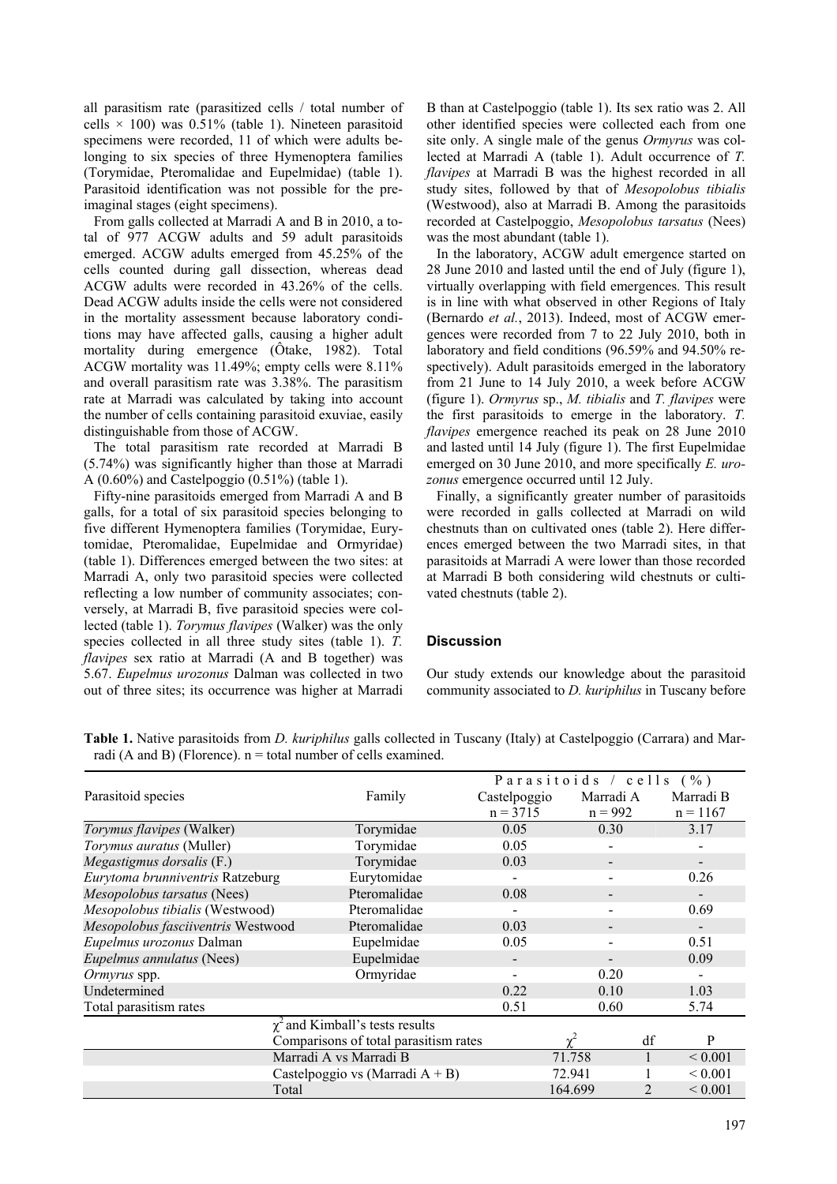all parasitism rate (parasitized cells / total number of cells × 100) was 0.51% (table 1). Nineteen parasitoid specimens were recorded, 11 of which were adults belonging to six species of three Hymenoptera families (Torymidae, Pteromalidae and Eupelmidae) (table 1). Parasitoid identification was not possible for the preimaginal stages (eight specimens).

From galls collected at Marradi A and B in 2010, a total of 977 ACGW adults and 59 adult parasitoids emerged. ACGW adults emerged from 45.25% of the cells counted during gall dissection, whereas dead ACGW adults were recorded in 43.26% of the cells. Dead ACGW adults inside the cells were not considered in the mortality assessment because laboratory conditions may have affected galls, causing a higher adult mortality during emergence (Ôtake, 1982). Total ACGW mortality was 11.49%; empty cells were 8.11% and overall parasitism rate was 3.38%. The parasitism rate at Marradi was calculated by taking into account the number of cells containing parasitoid exuviae, easily distinguishable from those of ACGW.

The total parasitism rate recorded at Marradi B (5.74%) was significantly higher than those at Marradi A (0.60%) and Castelpoggio (0.51%) (table 1).

Fifty-nine parasitoids emerged from Marradi A and B galls, for a total of six parasitoid species belonging to five different Hymenoptera families (Torymidae, Eurytomidae, Pteromalidae, Eupelmidae and Ormyridae) (table 1). Differences emerged between the two sites: at Marradi A, only two parasitoid species were collected reflecting a low number of community associates; conversely, at Marradi B, five parasitoid species were collected (table 1). *Torymus flavipes* (Walker) was the only species collected in all three study sites (table 1). *T. flavipes* sex ratio at Marradi (A and B together) was 5.67. *Eupelmus urozonus* Dalman was collected in two out of three sites; its occurrence was higher at Marradi B than at Castelpoggio (table 1). Its sex ratio was 2. All other identified species were collected each from one site only. A single male of the genus *Ormyrus* was collected at Marradi A (table 1). Adult occurrence of *T. flavipes* at Marradi B was the highest recorded in all study sites, followed by that of *Mesopolobus tibialis* (Westwood), also at Marradi B. Among the parasitoids recorded at Castelpoggio, *Mesopolobus tarsatus* (Nees) was the most abundant (table 1).

In the laboratory, ACGW adult emergence started on 28 June 2010 and lasted until the end of July (figure 1), virtually overlapping with field emergences. This result is in line with what observed in other Regions of Italy (Bernardo *et al.*, 2013). Indeed, most of ACGW emergences were recorded from 7 to 22 July 2010, both in laboratory and field conditions (96.59% and 94.50% respectively). Adult parasitoids emerged in the laboratory from 21 June to 14 July 2010, a week before ACGW (figure 1). *Ormyrus* sp., *M. tibialis* and *T. flavipes* were the first parasitoids to emerge in the laboratory. *T. flavipes* emergence reached its peak on 28 June 2010 and lasted until 14 July (figure 1). The first Eupelmidae emerged on 30 June 2010, and more specifically *E. urozonus* emergence occurred until 12 July.

Finally, a significantly greater number of parasitoids were recorded in galls collected at Marradi on wild chestnuts than on cultivated ones (table 2). Here differences emerged between the two Marradi sites, in that parasitoids at Marradi A were lower than those recorded at Marradi B both considering wild chestnuts or cultivated chestnuts (table 2).

## Discussion

Our study extends our knowledge about the parasitoid community associated to *D. kuriphilus* in Tuscany before

**Table 1.** Native parasitoids from *D. kuriphilus* galls collected in Tuscany (Italy) at Castelpoggio (Carrara) and Marradi (A and B) (Florence). n = total number of cells examined.

| Parasitoid species | Family | Parasitoids / cells (%) | | |
|---|---|---|---|---|
| | | Castelpoggio n = 3715 | Marradi A n = 992 | Marradi B n = 1167 |
| *Torymus flavipes* (Walker) | Torymidae | 0.05 | 0.30 | 3.17 |
| *Torymus auratus* (Muller) | Torymidae | 0.05 | - | - |
| *Megastigmus dorsalis* (F.) | Torymidae | 0.03 | - | - |
| *Eurytoma brunniventris* Ratzeburg | Eurytomidae | - | - | 0.26 |
| *Mesopolobus tarsatus* (Nees) | Pteromalidae | 0.08 | - | - |
| *Mesopolobus tibialis* (Westwood) | Pteromalidae | - | - | 0.69 |
| *Mesopolobus fasciiventris* Westwood | Pteromalidae | 0.03 | - | - |
| *Eupelmus urozonus* Dalman | Eupelmidae | 0.05 | - | 0.51 |
| *Eupelmus annulatus* (Nees) | Eupelmidae | - | - | 0.09 |
| *Ormyrus* spp. | Ormyridae | - | 0.20 | - |
| Undetermined | | 0.22 | 0.10 | 1.03 |
| Total parasitism rates | | 0.51 | 0.60 | 5.74 |

| $\chi^2$ and Kimball's tests results | | | |
|---|---|---|---|
| Comparisons of total parasitism rates | $\chi^2$ | df | P |
| Marradi A vs Marradi B | 71.758 | 1 | < 0.001 |
| Castelpoggio vs (Marradi A + B) | 72.941 | 1 | < 0.001 |
| Total | 164.699 | 2 | < 0.001 |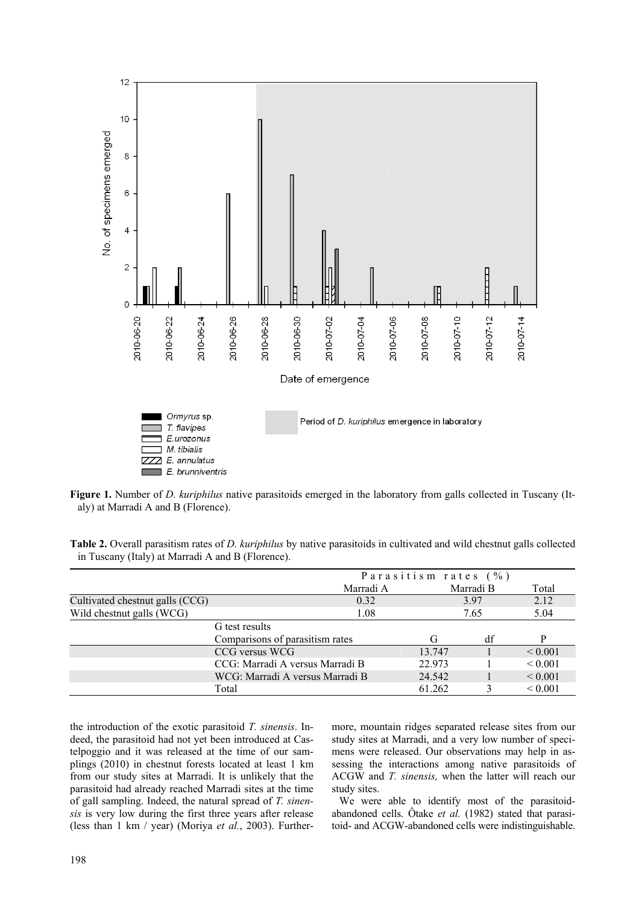**Figure 1.** Number of *D. kuriphilus* native parasitoids emerged in the laboratory from galls collected in Tuscany (Italy) at Marradi A and B (Florence).

**Table 2.** Overall parasitism rates of *D. kuriphilus* by native parasitoids in cultivated and wild chestnut galls collected in Tuscany (Italy) at Marradi A and B (Florence).

| | Parasitism rates (%) | | |
|---|---|---|---|
| | Marradi A | Marradi B | Total |
| Cultivated chestnut galls (CCG) | 0.32 | 3.97 | 2.12 |
| Wild chestnut galls (WCG) | 1.08 | 7.65 | 5.04 |

| G test results | | | |
|---|---|---|---|
| Comparisons of parasitism rates | G | df | P |
| CCG versus WCG | 13.747 | 1 | < 0.001 |
| CCG: Marradi A versus Marradi B | 22.973 | 1 | < 0.001 |
| WCG: Marradi A versus Marradi B | 24.542 | 1 | < 0.001 |
| Total | 61.262 | 3 | < 0.001 |

the introduction of the exotic parasitoid *T. sinensis*. Indeed, the parasitoid had not yet been introduced at Castelpoggio and it was released at the time of our samplings (2010) in chestnut forests located at least 1 km from our study sites at Marradi. It is unlikely that the parasitoid had already reached Marradi sites at the time of gall sampling. Indeed, the natural spread of *T. sinensis* is very low during the first three years after release (less than 1 km / year) (Moriya *et al.*, 2003). Furthermore, mountain ridges separated release sites from our study sites at Marradi, and a very low number of specimens were released. Our observations may help in assessing the interactions among native parasitoids of ACGW and *T. sinensis,* when the latter will reach our study sites.

We were able to identify most of the parasitoid-abandoned cells. Ôtake *et al.* (1982) stated that parasitoid- and ACGW-abandoned cells were indistinguishable.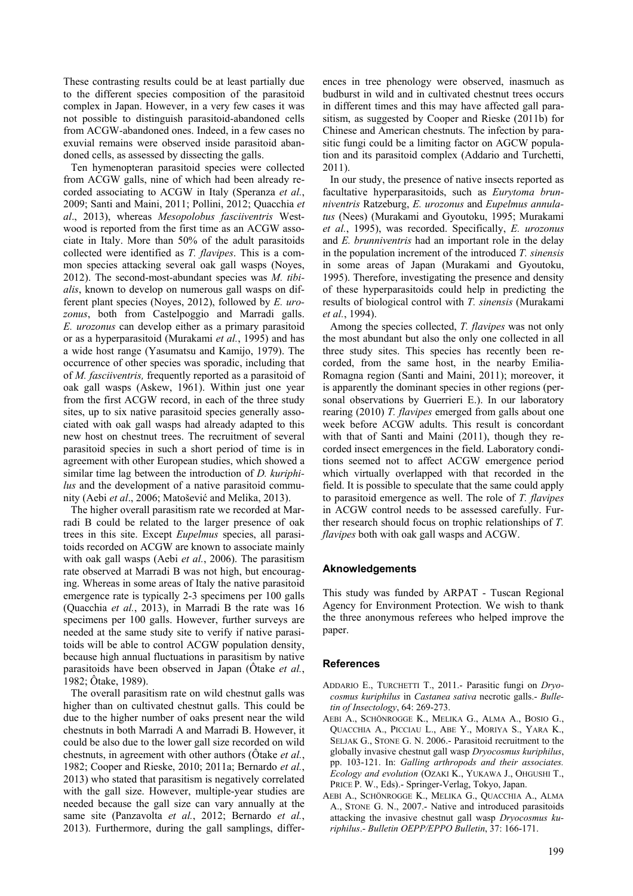These contrasting results could be at least partially due to the different species composition of the parasitoid complex in Japan. However, in a very few cases it was not possible to distinguish parasitoid-abandoned cells from ACGW-abandoned ones. Indeed, in a few cases no exuvial remains were observed inside parasitoid abandoned cells, as assessed by dissecting the galls.

Ten hymenopteran parasitoid species were collected from ACGW galls, nine of which had been already recorded associating to ACGW in Italy (Speranza *et al.*, 2009; Santi and Maini, 2011; Pollini, 2012; Quacchia *et al*., 2013), whereas *Mesopolobus fasciiventris* Westwood is reported from the first time as an ACGW associate in Italy. More than 50% of the adult parasitoids collected were identified as *T. flavipes*. This is a common species attacking several oak gall wasps (Noyes, 2012). The second-most-abundant species was *M. tibialis*, known to develop on numerous gall wasps on different plant species (Noyes, 2012), followed by *E. urozonus*, both from Castelpoggio and Marradi galls. *E. urozonus* can develop either as a primary parasitoid or as a hyperparasitoid (Murakami *et al.*, 1995) and has a wide host range (Yasumatsu and Kamijo, 1979). The occurrence of other species was sporadic, including that of *M. fasciiventris,* frequently reported as a parasitoid of oak gall wasps (Askew, 1961). Within just one year from the first ACGW record, in each of the three study sites, up to six native parasitoid species generally associated with oak gall wasps had already adapted to this new host on chestnut trees. The recruitment of several parasitoid species in such a short period of time is in agreement with other European studies, which showed a similar time lag between the introduction of *D. kuriphilus* and the development of a native parasitoid community (Aebi *et al*., 2006; Matošević and Melika, 2013).

The higher overall parasitism rate we recorded at Marradi B could be related to the larger presence of oak trees in this site. Except *Eupelmus* species, all parasitoids recorded on ACGW are known to associate mainly with oak gall wasps (Aebi *et al.*, 2006). The parasitism rate observed at Marradi B was not high, but encouraging. Whereas in some areas of Italy the native parasitoid emergence rate is typically 2-3 specimens per 100 galls (Quacchia *et al.*, 2013), in Marradi B the rate was 16 specimens per 100 galls. However, further surveys are needed at the same study site to verify if native parasitoids will be able to control ACGW population density, because high annual fluctuations in parasitism by native parasitoids have been observed in Japan (Ôtake *et al.*, 1982; Ôtake, 1989).

The overall parasitism rate on wild chestnut galls was higher than on cultivated chestnut galls. This could be due to the higher number of oaks present near the wild chestnuts in both Marradi A and Marradi B. However, it could be also due to the lower gall size recorded on wild chestnuts, in agreement with other authors (Ôtake *et al.*, 1982; Cooper and Rieske, 2010; 2011a; Bernardo *et al.*, 2013) who stated that parasitism is negatively correlated with the gall size. However, multiple-year studies are needed because the gall size can vary annually at the same site (Panzavolta *et al.*, 2012; Bernardo *et al.*, 2013). Furthermore, during the gall samplings, differences in tree phenology were observed, inasmuch as budburst in wild and in cultivated chestnut trees occurs in different times and this may have affected gall parasitism, as suggested by Cooper and Rieske (2011b) for Chinese and American chestnuts. The infection by parasitic fungi could be a limiting factor on AGCW population and its parasitoid complex (Addario and Turchetti, 2011).

In our study, the presence of native insects reported as facultative hyperparasitoids, such as *Eurytoma brunniventris* Ratzeburg, *E. urozonus* and *Eupelmus annulatus* (Nees) (Murakami and Gyoutoku, 1995; Murakami *et al.*, 1995), was recorded. Specifically, *E. urozonus* and *E. brunniventris* had an important role in the delay in the population increment of the introduced *T. sinensis* in some areas of Japan (Murakami and Gyoutoku, 1995). Therefore, investigating the presence and density of these hyperparasitoids could help in predicting the results of biological control with *T. sinensis* (Murakami *et al.*, 1994).

Among the species collected, *T. flavipes* was not only the most abundant but also the only one collected in all three study sites. This species has recently been recorded, from the same host, in the nearby Emilia-Romagna region (Santi and Maini, 2011); moreover, it is apparently the dominant species in other regions (personal observations by Guerrieri E.). In our laboratory rearing (2010) *T. flavipes* emerged from galls about one week before ACGW adults. This result is concordant with that of Santi and Maini (2011), though they recorded insect emergences in the field. Laboratory conditions seemed not to affect ACGW emergence period which virtually overlapped with that recorded in the field. It is possible to speculate that the same could apply to parasitoid emergence as well. The role of *T. flavipes* in ACGW control needs to be assessed carefully. Further research should focus on trophic relationships of *T. flavipes* both with oak gall wasps and ACGW.

## Aknowledgements

This study was funded by ARPAT - Tuscan Regional Agency for Environment Protection. We wish to thank the three anonymous referees who helped improve the paper.

## References

ADDARIO E., TURCHETTI T., 2011.- Parasitic fungi on *Dryocosmus kuriphilus* in *Castanea sativa* necrotic galls.- *Bulletin of Insectology*, 64: 269-273.

AEBI A., SCHÖNROGGE K., MELIKA G., ALMA A., BOSIO G., QUACCHIA A., PICCIAU L., ABE Y., MORIYA S., YARA K., SELJAK G., STONE G. N. 2006.- Parasitoid recruitment to the globally invasive chestnut gall wasp *Dryocosmus kuriphilus*, pp. 103-121. In: *Galling arthropods and their associates. Ecology and evolution* (OZAKI K., YUKAWA J., OHGUSHI T., PRICE P. W., Eds).- Springer-Verlag, Tokyo, Japan.

AEBI A., SCHÖNROGGE K., MELIKA G., QUACCHIA A., ALMA A., STONE G. N., 2007.- Native and introduced parasitoids attacking the invasive chestnut gall wasp *Dryocosmus kuriphilus*.- *Bulletin OEPP/EPPO Bulletin*, 37: 166-171.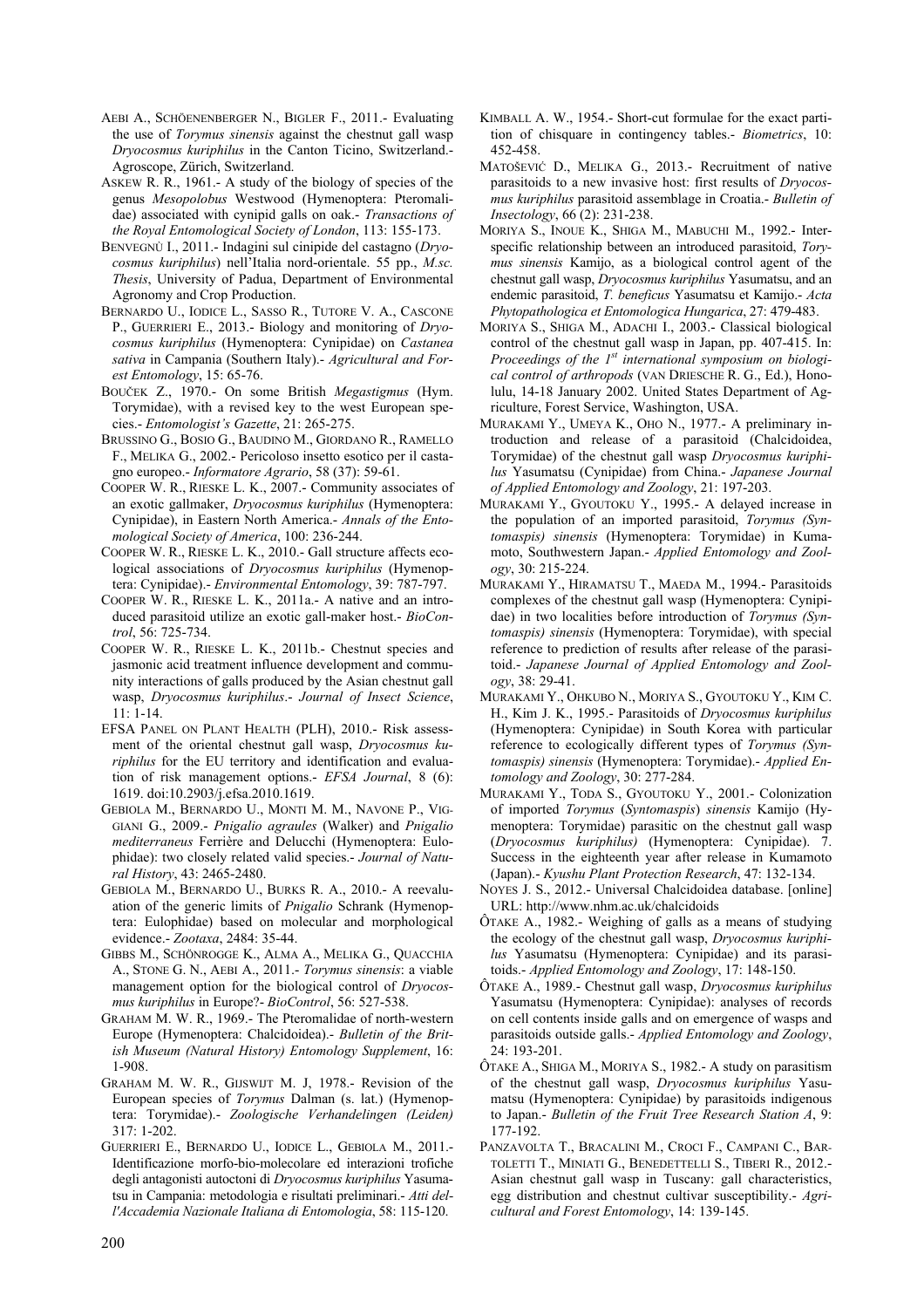AEBI A., SCHÖENENBERGER N., BIGLER F., 2011.- Evaluating the use of *Torymus sinensis* against the chestnut gall wasp *Dryocosmus kuriphilus* in the Canton Ticino, Switzerland.- Agroscope, Zürich, Switzerland.

ASKEW R. R., 1961.- A study of the biology of species of the genus *Mesopolobus* Westwood (Hymenoptera: Pteromalidae) associated with cynipid galls on oak.- *Transactions of the Royal Entomological Society of London*, 113: 155-173.

BENVEGNÙ I., 2011.- Indagini sul cinipide del castagno (*Dryocosmus kuriphilus*) nell'Italia nord-orientale. 55 pp., *M.sc. Thesis*, University of Padua, Department of Environmental Agronomy and Crop Production.

BERNARDO U., IODICE L., SASSO R., TUTORE V. A., CASCONE P., GUERRIERI E., 2013.- Biology and monitoring of *Dryocosmus kuriphilus* (Hymenoptera: Cynipidae) on *Castanea sativa* in Campania (Southern Italy).- *Agricultural and Forest Entomology*, 15: 65-76.

BOUČEK Z., 1970.- On some British *Megastigmus* (Hym. Torymidae), with a revised key to the west European species.- *Entomologist's Gazette*, 21: 265-275.

BRUSSINO G., BOSIO G., BAUDINO M., GIORDANO R., RAMELLO F., MELIKA G., 2002.- Pericoloso insetto esotico per il castagno europeo.- *Informatore Agrario*, 58 (37): 59-61.

COOPER W. R., RIESKE L. K., 2007.- Community associates of an exotic gallmaker, *Dryocosmus kuriphilus* (Hymenoptera: Cynipidae), in Eastern North America.- *Annals of the Entomological Society of America*, 100: 236-244.

COOPER W. R., RIESKE L. K., 2010.- Gall structure affects ecological associations of *Dryocosmus kuriphilus* (Hymenoptera: Cynipidae).- *Environmental Entomology*, 39: 787-797.

COOPER W. R., RIESKE L. K., 2011a.- A native and an introduced parasitoid utilize an exotic gall-maker host.- *BioControl*, 56: 725-734.

COOPER W. R., RIESKE L. K., 2011b.- Chestnut species and jasmonic acid treatment influence development and community interactions of galls produced by the Asian chestnut gall wasp, *Dryocosmus kuriphilus*.- *Journal of Insect Science*, 11: 1-14.

EFSA PANEL ON PLANT HEALTH (PLH), 2010.- Risk assessment of the oriental chestnut gall wasp, *Dryocosmus kuriphilus* for the EU territory and identification and evaluation of risk management options.- *EFSA Journal*, 8 (6): 1619. doi:10.2903/j.efsa.2010.1619.

GEBIOLA M., BERNARDO U., MONTI M. M., NAVONE P., VIGGIANI G., 2009.- *Pnigalio agraules* (Walker) and *Pnigalio mediterraneus* Ferrière and Delucchi (Hymenoptera: Eulophidae): two closely related valid species.- *Journal of Natural History*, 43: 2465-2480.

GEBIOLA M., BERNARDO U., BURKS R. A., 2010.- A reevaluation of the generic limits of *Pnigalio* Schrank (Hymenoptera: Eulophidae) based on molecular and morphological evidence.- *Zootaxa*, 2484: 35-44.

GIBBS M., SCHÖNROGGE K., ALMA A., MELIKA G., QUACCHIA A., STONE G. N., AEBI A., 2011.- *Torymus sinensis*: a viable management option for the biological control of *Dryocosmus kuriphilus* in Europe?- *BioControl*, 56: 527-538.

GRAHAM M. W. R., 1969.- The Pteromalidae of north-western Europe (Hymenoptera: Chalcidoidea).- *Bulletin of the British Museum (Natural History) Entomology Supplement*, 16: 1-908.

GRAHAM M. W. R., GIJSWIJT M. J, 1978.- Revision of the European species of *Torymus* Dalman (s. lat.) (Hymenoptera: Torymidae).- *Zoologische Verhandelingen (Leiden)* 317: 1-202.

GUERRIERI E., BERNARDO U., IODICE L., GEBIOLA M., 2011.- Identificazione morfo-bio-molecolare ed interazioni trofiche degli antagonisti autoctoni di *Dryocosmus kuriphilus* Yasumatsu in Campania: metodologia e risultati preliminari.- *Atti dell'Accademia Nazionale Italiana di Entomologia*, 58: 115-120.

KIMBALL A. W., 1954.- Short-cut formulae for the exact partition of chisquare in contingency tables.- *Biometrics*, 10: 452-458.

MATOŠEVIĆ D., MELIKA G., 2013.- Recruitment of native parasitoids to a new invasive host: first results of *Dryocosmus kuriphilus* parasitoid assemblage in Croatia.- *Bulletin of Insectology*, 66 (2): 231-238.

MORIYA S., INOUE K., SHIGA M., MABUCHI M., 1992.- Interspecific relationship between an introduced parasitoid, *Torymus sinensis* Kamijo, as a biological control agent of the chestnut gall wasp, *Dryocosmus kuriphilus* Yasumatsu, and an endemic parasitoid, *T. beneficus* Yasumatsu et Kamijo.- *Acta Phytopathologica et Entomologica Hungarica*, 27: 479-483.

MORIYA S., SHIGA M., ADACHI I., 2003.- Classical biological control of the chestnut gall wasp in Japan, pp. 407-415. In: *Proceedings of the 1st international symposium on biological control of arthropods* (VAN DRIESCHE R. G., Ed.), Honolulu, 14-18 January 2002. United States Department of Agriculture, Forest Service, Washington, USA.

MURAKAMI Y., UMEYA K., OHO N., 1977.- A preliminary introduction and release of a parasitoid (Chalcidoidea, Torymidae) of the chestnut gall wasp *Dryocosmus kuriphilus* Yasumatsu (Cynipidae) from China.- *Japanese Journal of Applied Entomology and Zoology*, 21: 197-203.

MURAKAMI Y., GYOUTOKU Y., 1995.- A delayed increase in the population of an imported parasitoid, *Torymus (Syntomaspis) sinensis* (Hymenoptera: Torymidae) in Kumamoto, Southwestern Japan.- *Applied Entomology and Zoology*, 30: 215-224.

MURAKAMI Y., HIRAMATSU T., MAEDA M., 1994.- Parasitoids complexes of the chestnut gall wasp (Hymenoptera: Cynipidae) in two localities before introduction of *Torymus (Syntomaspis) sinensis* (Hymenoptera: Torymidae), with special reference to prediction of results after release of the parasitoid.- *Japanese Journal of Applied Entomology and Zoology*, 38: 29-41.

MURAKAMI Y., OHKUBO N., MORIYA S., GYOUTOKU Y., KIM C. H., Kim J. K., 1995.- Parasitoids of *Dryocosmus kuriphilus* (Hymenoptera: Cynipidae) in South Korea with particular reference to ecologically different types of *Torymus (Syntomaspis) sinensis* (Hymenoptera: Torymidae).- *Applied Entomology and Zoology*, 30: 277-284.

MURAKAMI Y., TODA S., GYOUTOKU Y., 2001.- Colonization of imported *Torymus* (*Syntomaspis*) *sinensis* Kamijo (Hymenoptera: Torymidae) parasitic on the chestnut gall wasp (*Dryocosmus kuriphilus)* (Hymenoptera: Cynipidae). 7. Success in the eighteenth year after release in Kumamoto (Japan).- *Kyushu Plant Protection Research*, 47: 132-134.

NOYES J. S., 2012.- Universal Chalcidoidea database. [online] URL: http://www.nhm.ac.uk/chalcidoids

ÔTAKE A., 1982.- Weighing of galls as a means of studying the ecology of the chestnut gall wasp, *Dryocosmus kuriphilus* Yasumatsu (Hymenoptera: Cynipidae) and its parasitoids.- *Applied Entomology and Zoology*, 17: 148-150.

ÔTAKE A., 1989.- Chestnut gall wasp, *Dryocosmus kuriphilus* Yasumatsu (Hymenoptera: Cynipidae): analyses of records on cell contents inside galls and on emergence of wasps and parasitoids outside galls.- *Applied Entomology and Zoology*, 24: 193-201.

ÔTAKE A., SHIGA M., MORIYA S., 1982.- A study on parasitism of the chestnut gall wasp, *Dryocosmus kuriphilus* Yasumatsu (Hymenoptera: Cynipidae) by parasitoids indigenous to Japan.- *Bulletin of the Fruit Tree Research Station A*, 9: 177-192.

PANZAVOLTA T., BRACALINI M., CROCI F., CAMPANI C., BARTOLETTI T., MINIATI G., BENEDETTELLI S., TIBERI R., 2012.- Asian chestnut gall wasp in Tuscany: gall characteristics, egg distribution and chestnut cultivar susceptibility.- *Agricultural and Forest Entomology*, 14: 139-145.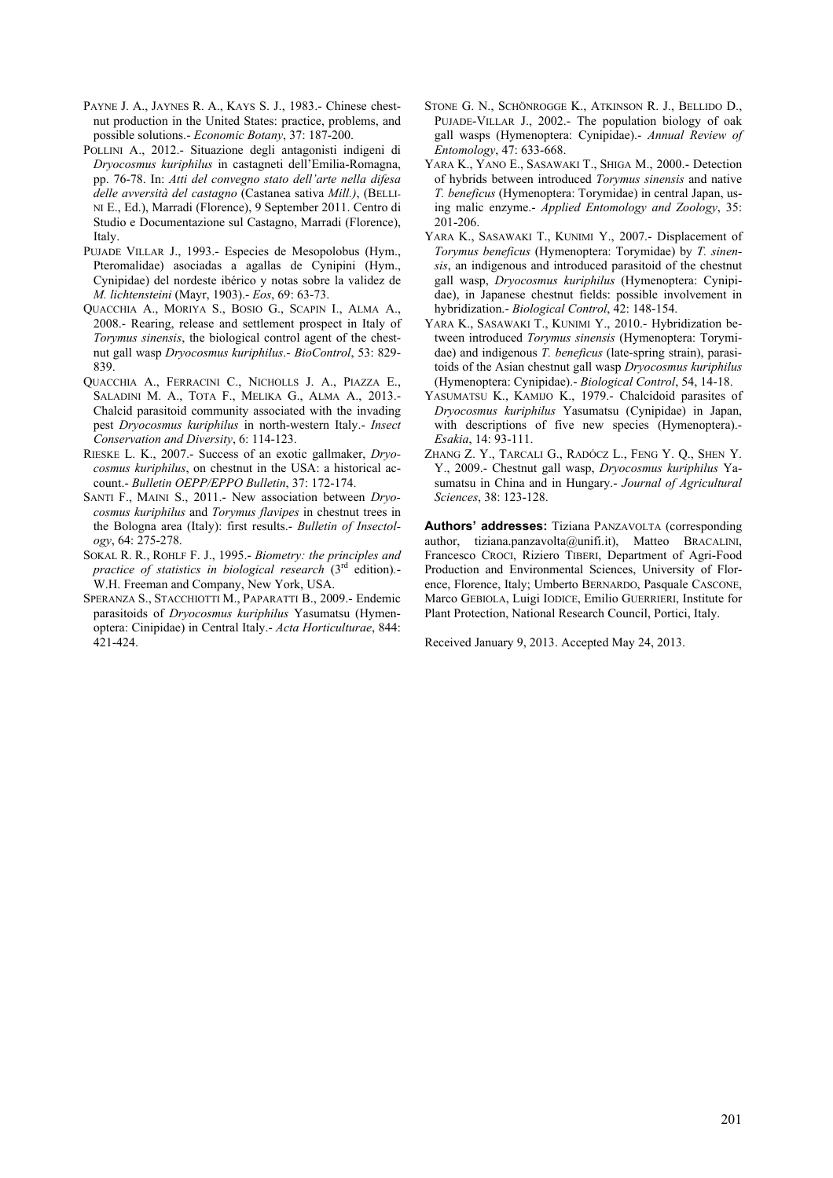PAYNE J. A., JAYNES R. A., KAYS S. J., 1983.- Chinese chestnut production in the United States: practice, problems, and possible solutions.- *Economic Botany*, 37: 187-200.

POLLINI A., 2012.- Situazione degli antagonisti indigeni di *Dryocosmus kuriphilus* in castagneti dell'Emilia-Romagna, pp. 76-78. In: *Atti del convegno stato dell'arte nella difesa delle avversità del castagno* (Castanea sativa *Mill.)*, (BELLINI E., Ed.), Marradi (Florence), 9 September 2011. Centro di Studio e Documentazione sul Castagno, Marradi (Florence), Italy.

PUJADE VILLAR J., 1993.- Especies de Mesopolobus (Hym., Pteromalidae) asociadas a agallas de Cynipini (Hym., Cynipidae) del nordeste ibérico y notas sobre la validez de *M. lichtensteini* (Mayr, 1903).- *Eos*, 69: 63-73.

QUACCHIA A., MORIYA S., BOSIO G., SCAPIN I., ALMA A., 2008.- Rearing, release and settlement prospect in Italy of *Torymus sinensis*, the biological control agent of the chestnut gall wasp *Dryocosmus kuriphilus*.- *BioControl*, 53: 829-839.

QUACCHIA A., FERRACINI C., NICHOLLS J. A., PIAZZA E., SALADINI M. A., TOTA F., MELIKA G., ALMA A., 2013.- Chalcid parasitoid community associated with the invading pest *Dryocosmus kuriphilus* in north-western Italy.- *Insect Conservation and Diversity*, 6: 114-123.

RIESKE L. K., 2007.- Success of an exotic gallmaker, *Dryocosmus kuriphilus*, on chestnut in the USA: a historical account.- *Bulletin OEPP/EPPO Bulletin*, 37: 172-174.

SANTI F., MAINI S., 2011.- New association between *Dryocosmus kuriphilus* and *Torymus flavipes* in chestnut trees in the Bologna area (Italy): first results.- *Bulletin of Insectology*, 64: 275-278.

SOKAL R. R., ROHLF F. J., 1995.- *Biometry: the principles and practice of statistics in biological research* (3rd edition).- W.H. Freeman and Company, New York, USA.

SPERANZA S., STACCHIOTTI M., PAPARATTI B., 2009.- Endemic parasitoids of *Dryocosmus kuriphilus* Yasumatsu (Hymenoptera: Cinipidae) in Central Italy.- *Acta Horticulturae*, 844: 421-424.

STONE G. N., SCHÖNROGGE K., ATKINSON R. J., BELLIDO D., PUJADE-VILLAR J., 2002.- The population biology of oak gall wasps (Hymenoptera: Cynipidae).- *Annual Review of Entomology*, 47: 633-668.

YARA K., YANO E., SASAWAKI T., SHIGA M., 2000.- Detection of hybrids between introduced *Torymus sinensis* and native *T. beneficus* (Hymenoptera: Torymidae) in central Japan, using malic enzyme.- *Applied Entomology and Zoology*, 35: 201-206.

YARA K., SASAWAKI T., KUNIMI Y., 2007.- Displacement of *Torymus beneficus* (Hymenoptera: Torymidae) by *T. sinensis*, an indigenous and introduced parasitoid of the chestnut gall wasp, *Dryocosmus kuriphilus* (Hymenoptera: Cynipidae), in Japanese chestnut fields: possible involvement in hybridization.- *Biological Control*, 42: 148-154.

YARA K., SASAWAKI T., KUNIMI Y., 2010.- Hybridization between introduced *Torymus sinensis* (Hymenoptera: Torymidae) and indigenous *T. beneficus* (late-spring strain), parasitoids of the Asian chestnut gall wasp *Dryocosmus kuriphilus* (Hymenoptera: Cynipidae).- *Biological Control*, 54, 14-18.

YASUMATSU K., KAMIJO K., 1979.- Chalcidoid parasites of *Dryocosmus kuriphilus* Yasumatsu (Cynipidae) in Japan, with descriptions of five new species (Hymenoptera).- *Esakia*, 14: 93-111.

ZHANG Z. Y., TARCALI G., RADÓCZ L., FENG Y. Q., SHEN Y. Y., 2009.- Chestnut gall wasp, *Dryocosmus kuriphilus* Yasumatsu in China and in Hungary.- *Journal of Agricultural Sciences*, 38: 123-128.

**Authors' addresses:** Tiziana PANZAVOLTA (corresponding author, tiziana.panzavolta@unifi.it), Matteo BRACALINI, Francesco CROCI, Riziero TIBERI, Department of Agri-Food Production and Environmental Sciences, University of Florence, Florence, Italy; Umberto BERNARDO, Pasquale CASCONE, Marco GEBIOLA, Luigi IODICE, Emilio GUERRIERI, Institute for Plant Protection, National Research Council, Portici, Italy.

Received January 9, 2013. Accepted May 24, 2013.